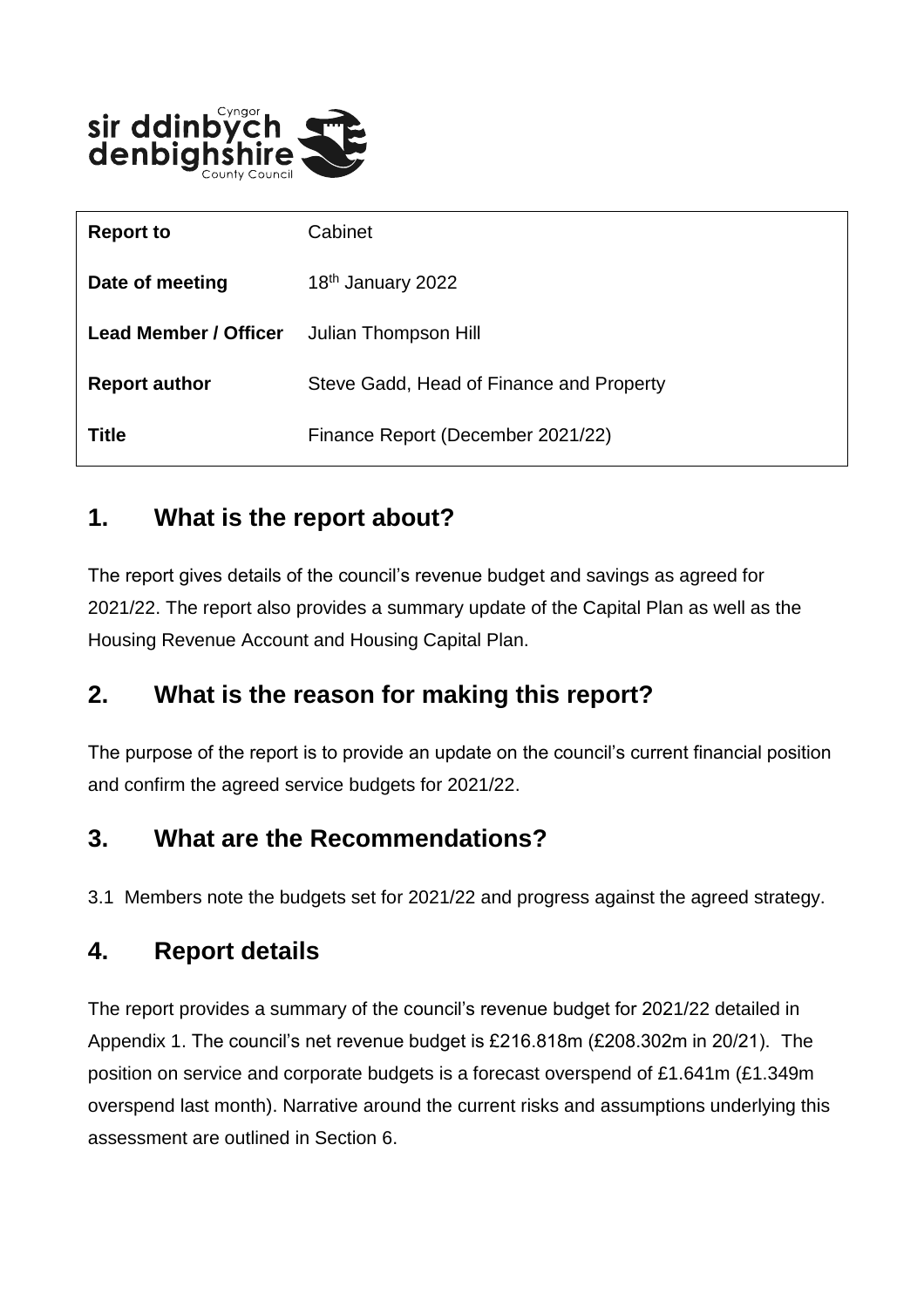sir ddinbych
denbighshire
Cyngor
County Council

| **Report to** | Cabinet |
|---|---|
| **Date of meeting** | 18th January 2022 |
| **Lead Member / Officer** | Julian Thompson Hill |
| **Report author** | Steve Gadd, Head of Finance and Property |
| **Title** | Finance Report (December 2021/22) |

## 1. What is the report about?

The report gives details of the council's revenue budget and savings as agreed for 2021/22. The report also provides a summary update of the Capital Plan as well as the Housing Revenue Account and Housing Capital Plan.

## 2. What is the reason for making this report?

The purpose of the report is to provide an update on the council's current financial position and confirm the agreed service budgets for 2021/22.

## 3. What are the Recommendations?

3.1 Members note the budgets set for 2021/22 and progress against the agreed strategy.

## 4. Report details

The report provides a summary of the council's revenue budget for 2021/22 detailed in Appendix 1. The council's net revenue budget is £216.818m (£208.302m in 20/21). The position on service and corporate budgets is a forecast overspend of £1.641m (£1.349m overspend last month). Narrative around the current risks and assumptions underlying this assessment are outlined in Section 6.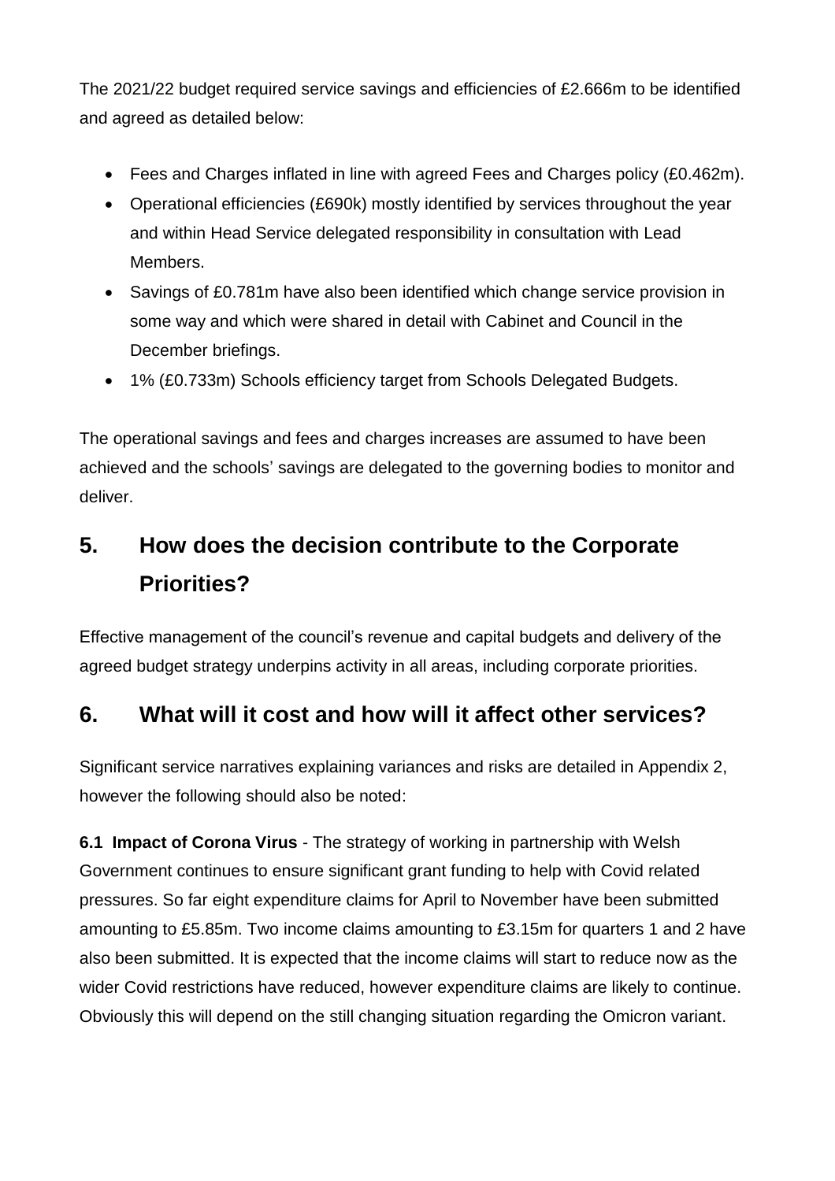The 2021/22 budget required service savings and efficiencies of £2.666m to be identified and agreed as detailed below:

- Fees and Charges inflated in line with agreed Fees and Charges policy (£0.462m).
- Operational efficiencies (£690k) mostly identified by services throughout the year and within Head Service delegated responsibility in consultation with Lead Members.
- Savings of £0.781m have also been identified which change service provision in some way and which were shared in detail with Cabinet and Council in the December briefings.
- 1% (£0.733m) Schools efficiency target from Schools Delegated Budgets.

The operational savings and fees and charges increases are assumed to have been achieved and the schools' savings are delegated to the governing bodies to monitor and deliver.

# 5. How does the decision contribute to the Corporate Priorities?

Effective management of the council's revenue and capital budgets and delivery of the agreed budget strategy underpins activity in all areas, including corporate priorities.

## 6. What will it cost and how will it affect other services?

Significant service narratives explaining variances and risks are detailed in Appendix 2, however the following should also be noted:

**6.1 Impact of Corona Virus** - The strategy of working in partnership with Welsh Government continues to ensure significant grant funding to help with Covid related pressures. So far eight expenditure claims for April to November have been submitted amounting to £5.85m. Two income claims amounting to £3.15m for quarters 1 and 2 have also been submitted. It is expected that the income claims will start to reduce now as the wider Covid restrictions have reduced, however expenditure claims are likely to continue. Obviously this will depend on the still changing situation regarding the Omicron variant.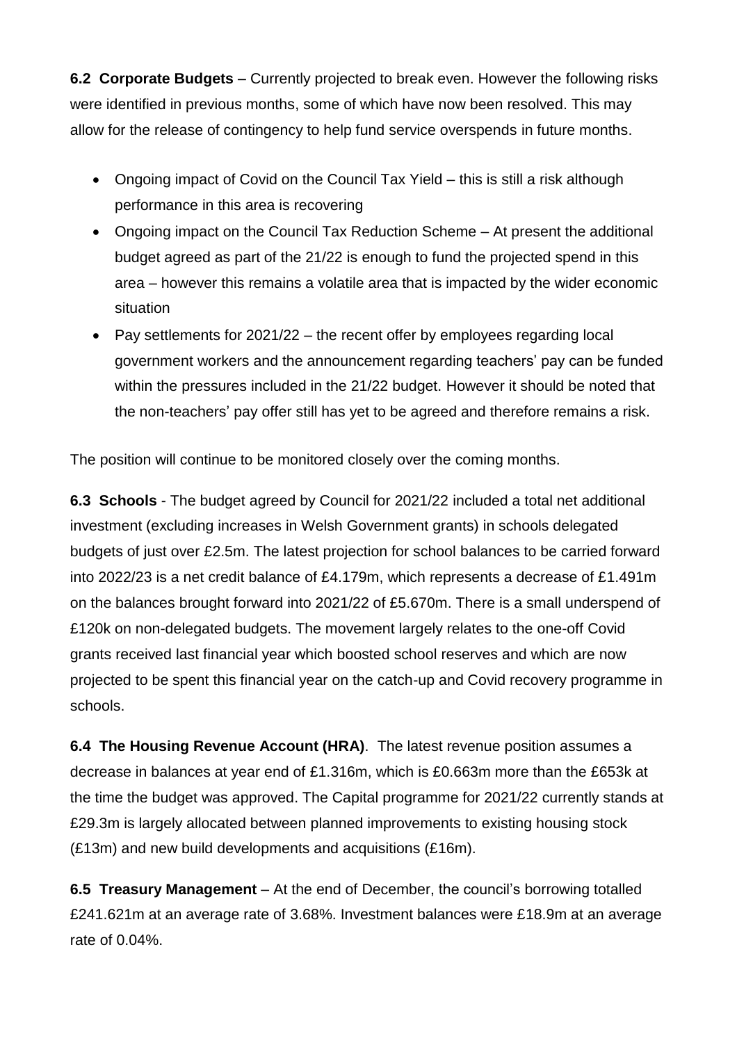**6.2 Corporate Budgets** – Currently projected to break even. However the following risks were identified in previous months, some of which have now been resolved. This may allow for the release of contingency to help fund service overspends in future months.

- Ongoing impact of Covid on the Council Tax Yield – this is still a risk although performance in this area is recovering
- Ongoing impact on the Council Tax Reduction Scheme – At present the additional budget agreed as part of the 21/22 is enough to fund the projected spend in this area – however this remains a volatile area that is impacted by the wider economic situation
- Pay settlements for 2021/22 – the recent offer by employees regarding local government workers and the announcement regarding teachers' pay can be funded within the pressures included in the 21/22 budget. However it should be noted that the non-teachers' pay offer still has yet to be agreed and therefore remains a risk.

The position will continue to be monitored closely over the coming months.

**6.3 Schools** - The budget agreed by Council for 2021/22 included a total net additional investment (excluding increases in Welsh Government grants) in schools delegated budgets of just over £2.5m. The latest projection for school balances to be carried forward into 2022/23 is a net credit balance of £4.179m, which represents a decrease of £1.491m on the balances brought forward into 2021/22 of £5.670m. There is a small underspend of £120k on non-delegated budgets. The movement largely relates to the one-off Covid grants received last financial year which boosted school reserves and which are now projected to be spent this financial year on the catch-up and Covid recovery programme in schools.

**6.4 The Housing Revenue Account (HRA)**. The latest revenue position assumes a decrease in balances at year end of £1.316m, which is £0.663m more than the £653k at the time the budget was approved. The Capital programme for 2021/22 currently stands at £29.3m is largely allocated between planned improvements to existing housing stock (£13m) and new build developments and acquisitions (£16m).

**6.5 Treasury Management** – At the end of December, the council's borrowing totalled £241.621m at an average rate of 3.68%. Investment balances were £18.9m at an average rate of 0.04%.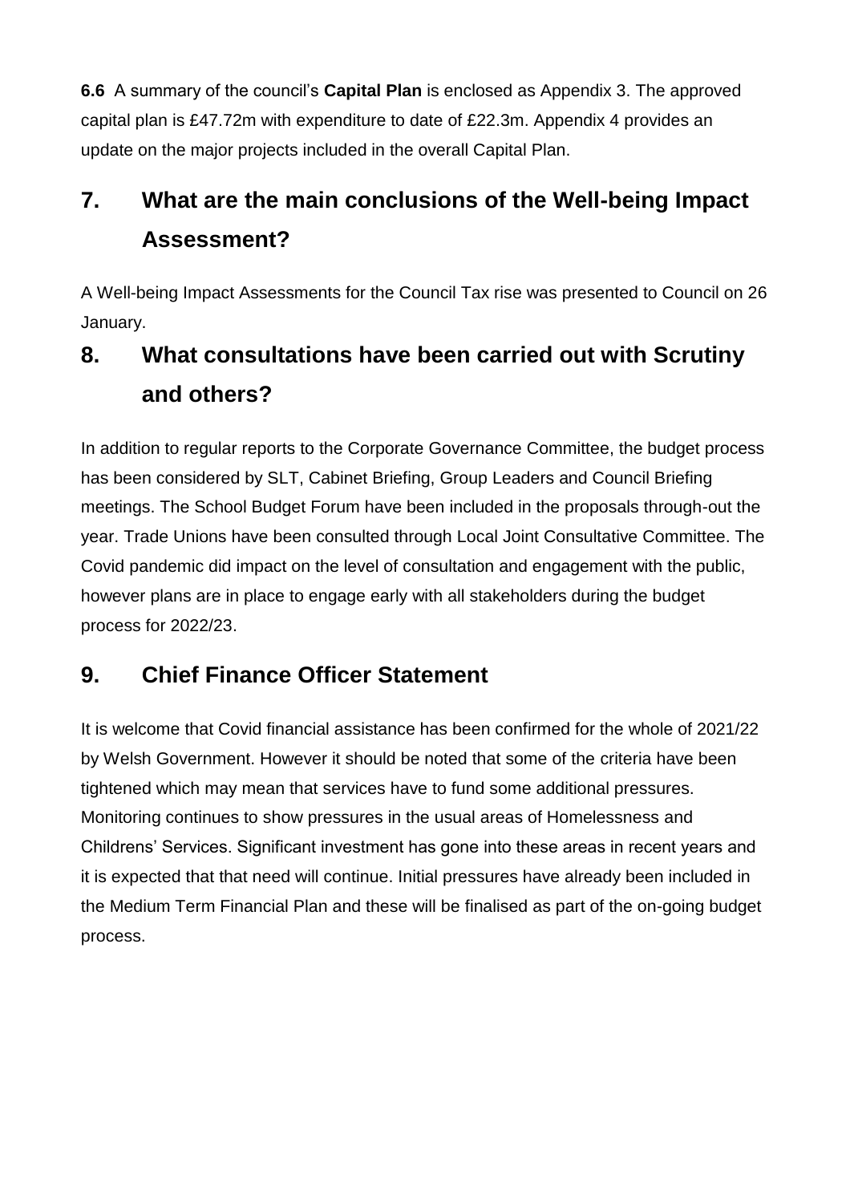**6.6** A summary of the council's **Capital Plan** is enclosed as Appendix 3. The approved capital plan is £47.72m with expenditure to date of £22.3m. Appendix 4 provides an update on the major projects included in the overall Capital Plan.

## 7. What are the main conclusions of the Well-being Impact Assessment?

A Well-being Impact Assessments for the Council Tax rise was presented to Council on 26 January.

## 8. What consultations have been carried out with Scrutiny and others?

In addition to regular reports to the Corporate Governance Committee, the budget process has been considered by SLT, Cabinet Briefing, Group Leaders and Council Briefing meetings. The School Budget Forum have been included in the proposals through-out the year. Trade Unions have been consulted through Local Joint Consultative Committee. The Covid pandemic did impact on the level of consultation and engagement with the public, however plans are in place to engage early with all stakeholders during the budget process for 2022/23.

## 9. Chief Finance Officer Statement

It is welcome that Covid financial assistance has been confirmed for the whole of 2021/22 by Welsh Government. However it should be noted that some of the criteria have been tightened which may mean that services have to fund some additional pressures. Monitoring continues to show pressures in the usual areas of Homelessness and Childrens' Services. Significant investment has gone into these areas in recent years and it is expected that that need will continue. Initial pressures have already been included in the Medium Term Financial Plan and these will be finalised as part of the on-going budget process.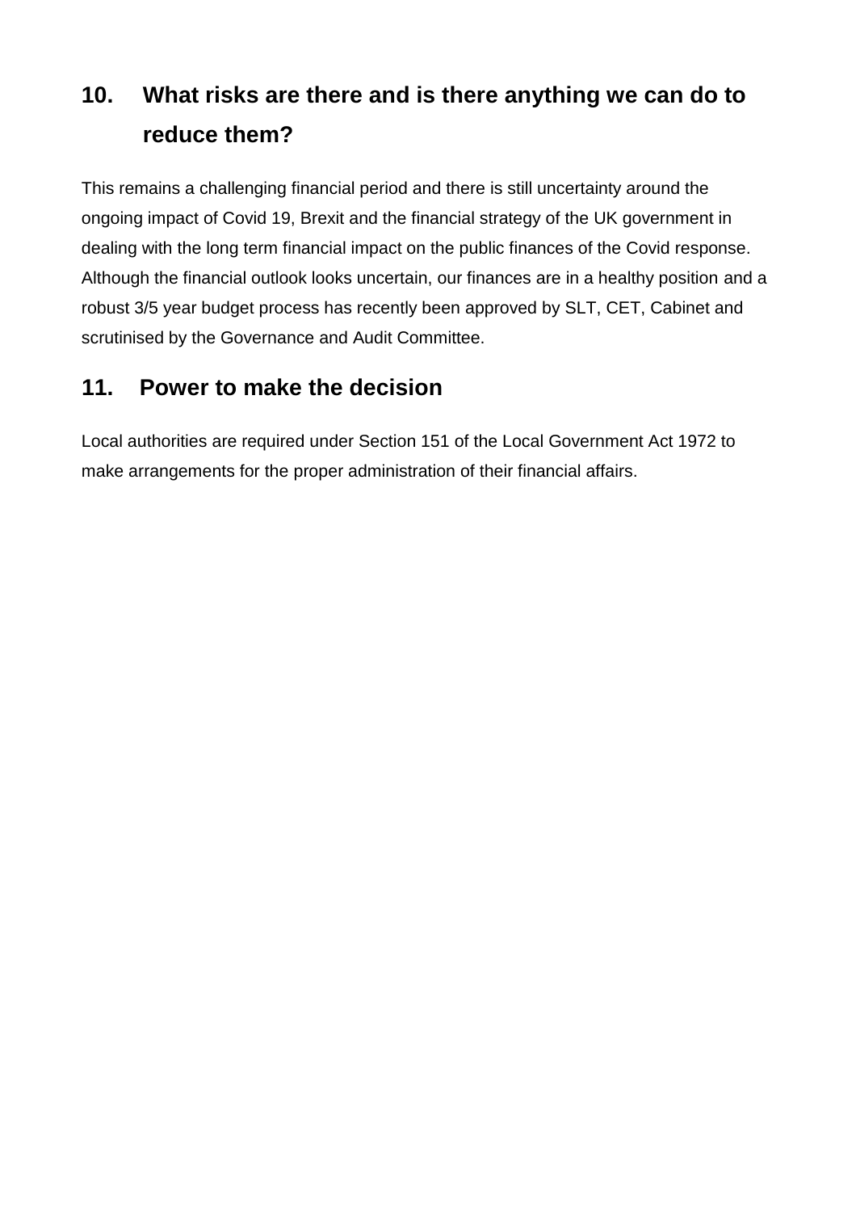## 10. What risks are there and is there anything we can do to reduce them?

This remains a challenging financial period and there is still uncertainty around the ongoing impact of Covid 19, Brexit and the financial strategy of the UK government in dealing with the long term financial impact on the public finances of the Covid response. Although the financial outlook looks uncertain, our finances are in a healthy position and a robust 3/5 year budget process has recently been approved by SLT, CET, Cabinet and scrutinised by the Governance and Audit Committee.

## 11. Power to make the decision

Local authorities are required under Section 151 of the Local Government Act 1972 to make arrangements for the proper administration of their financial affairs.